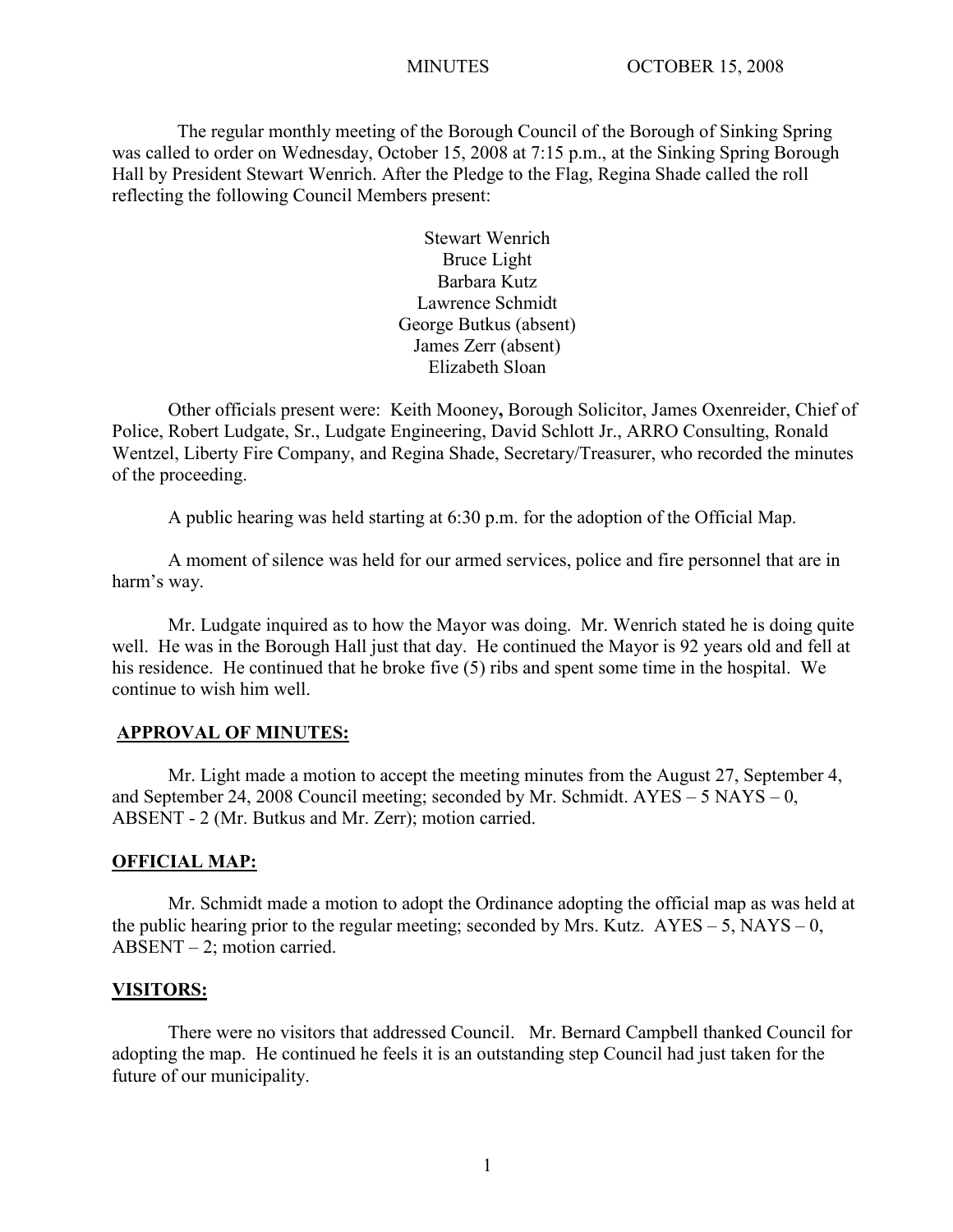MINUTES OCTOBER 15, 2008

The regular monthly meeting of the Borough Council of the Borough of Sinking Spring was called to order on Wednesday, October 15, 2008 at 7:15 p.m., at the Sinking Spring Borough Hall by President Stewart Wenrich. After the Pledge to the Flag, Regina Shade called the roll reflecting the following Council Members present:

Stewart Wenrich
Bruce Light
Barbara Kutz
Lawrence Schmidt
George Butkus (absent)
James Zerr (absent)
Elizabeth Sloan

Other officials present were: Keith Mooney**,** Borough Solicitor, James Oxenreider, Chief of Police, Robert Ludgate, Sr., Ludgate Engineering, David Schlott Jr., ARRO Consulting, Ronald Wentzel, Liberty Fire Company, and Regina Shade, Secretary/Treasurer, who recorded the minutes of the proceeding.

A public hearing was held starting at 6:30 p.m. for the adoption of the Official Map.

A moment of silence was held for our armed services, police and fire personnel that are in harm's way.

Mr. Ludgate inquired as to how the Mayor was doing. Mr. Wenrich stated he is doing quite well. He was in the Borough Hall just that day. He continued the Mayor is 92 years old and fell at his residence. He continued that he broke five (5) ribs and spent some time in the hospital. We continue to wish him well.

## APPROVAL OF MINUTES:

Mr. Light made a motion to accept the meeting minutes from the August 27, September 4, and September 24, 2008 Council meeting; seconded by Mr. Schmidt. AYES – 5 NAYS – 0, ABSENT - 2 (Mr. Butkus and Mr. Zerr); motion carried.

## OFFICIAL MAP:

Mr. Schmidt made a motion to adopt the Ordinance adopting the official map as was held at the public hearing prior to the regular meeting; seconded by Mrs. Kutz. AYES – 5, NAYS – 0, ABSENT – 2; motion carried.

## VISITORS:

There were no visitors that addressed Council. Mr. Bernard Campbell thanked Council for adopting the map. He continued he feels it is an outstanding step Council had just taken for the future of our municipality.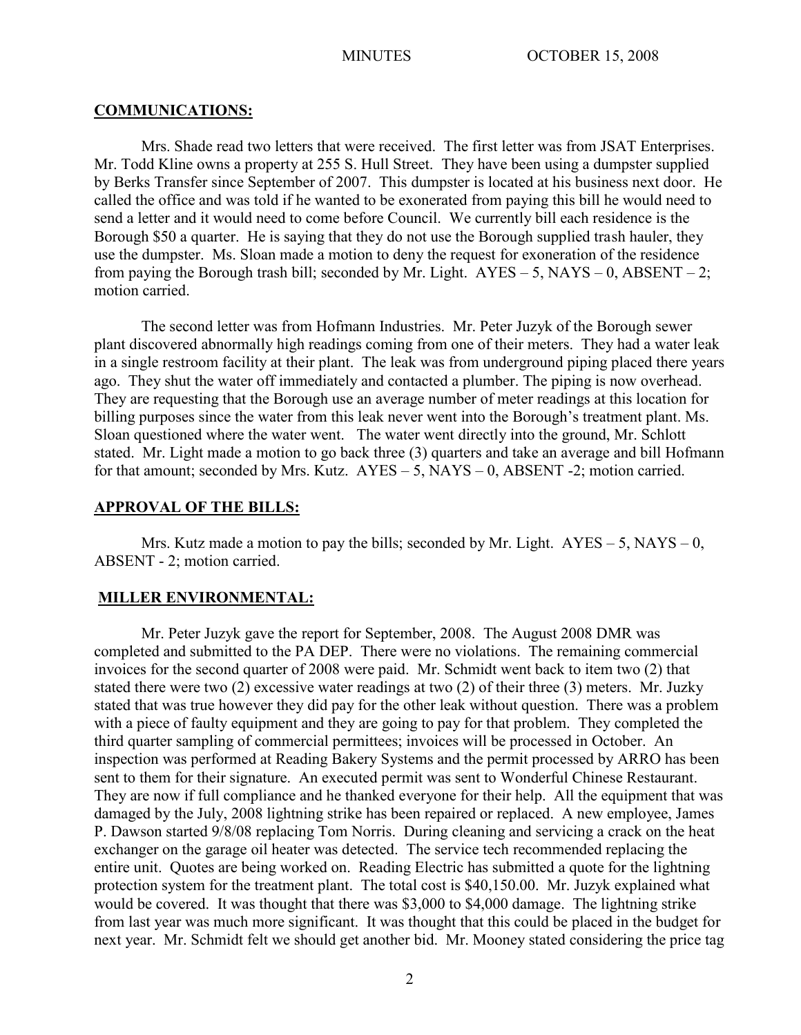**COMMUNICATIONS:**

Mrs. Shade read two letters that were received. The first letter was from JSAT Enterprises. Mr. Todd Kline owns a property at 255 S. Hull Street. They have been using a dumpster supplied by Berks Transfer since September of 2007. This dumpster is located at his business next door. He called the office and was told if he wanted to be exonerated from paying this bill he would need to send a letter and it would need to come before Council. We currently bill each residence is the Borough $50 a quarter. He is saying that they do not use the Borough supplied trash hauler, they use the dumpster. Ms. Sloan made a motion to deny the request for exoneration of the residence from paying the Borough trash bill; seconded by Mr. Light. AYES – 5, NAYS – 0, ABSENT – 2; motion carried.

The second letter was from Hofmann Industries. Mr. Peter Juzyk of the Borough sewer plant discovered abnormally high readings coming from one of their meters. They had a water leak in a single restroom facility at their plant. The leak was from underground piping placed there years ago. They shut the water off immediately and contacted a plumber. The piping is now overhead. They are requesting that the Borough use an average number of meter readings at this location for billing purposes since the water from this leak never went into the Borough's treatment plant. Ms. Sloan questioned where the water went. The water went directly into the ground, Mr. Schlott stated. Mr. Light made a motion to go back three (3) quarters and take an average and bill Hofmann for that amount; seconded by Mrs. Kutz. AYES – 5, NAYS – 0, ABSENT -2; motion carried.

**APPROVAL OF THE BILLS:**

Mrs. Kutz made a motion to pay the bills; seconded by Mr. Light. AYES – 5, NAYS – 0, ABSENT - 2; motion carried.

**MILLER ENVIRONMENTAL:**

Mr. Peter Juzyk gave the report for September, 2008. The August 2008 DMR was completed and submitted to the PA DEP. There were no violations. The remaining commercial invoices for the second quarter of 2008 were paid. Mr. Schmidt went back to item two (2) that stated there were two (2) excessive water readings at two (2) of their three (3) meters. Mr. Juzky stated that was true however they did pay for the other leak without question. There was a problem with a piece of faulty equipment and they are going to pay for that problem. They completed the third quarter sampling of commercial permittees; invoices will be processed in October. An inspection was performed at Reading Bakery Systems and the permit processed by ARRO has been sent to them for their signature. An executed permit was sent to Wonderful Chinese Restaurant. They are now if full compliance and he thanked everyone for their help. All the equipment that was damaged by the July, 2008 lightning strike has been repaired or replaced. A new employee, James P. Dawson started 9/8/08 replacing Tom Norris. During cleaning and servicing a crack on the heat exchanger on the garage oil heater was detected. The service tech recommended replacing the entire unit. Quotes are being worked on. Reading Electric has submitted a quote for the lightning protection system for the treatment plant. The total cost is $40,150.00. Mr. Juzyk explained what would be covered. It was thought that there was $3,000 to $4,000 damage. The lightning strike from last year was much more significant. It was thought that this could be placed in the budget for next year. Mr. Schmidt felt we should get another bid. Mr. Mooney stated considering the price tag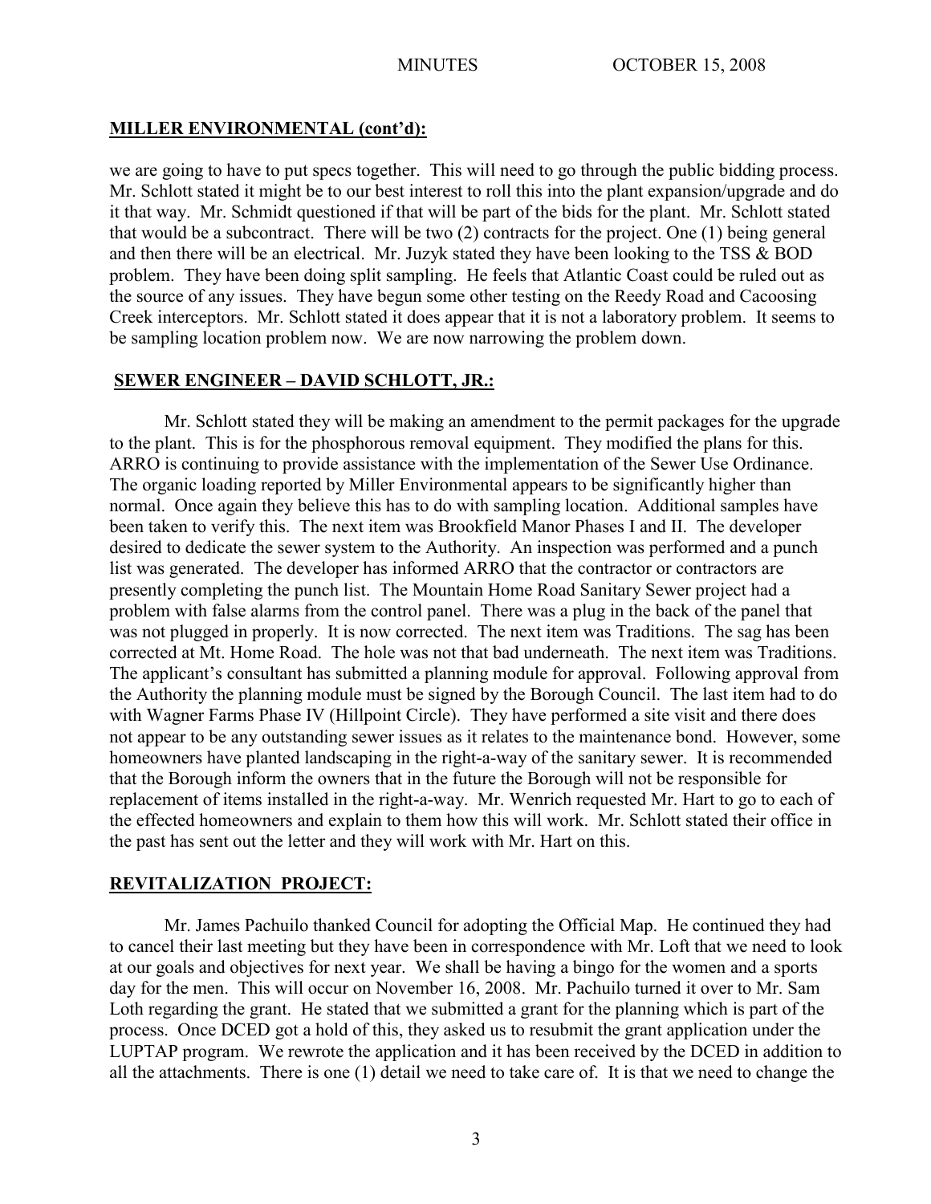## MILLER ENVIRONMENTAL (cont'd):

we are going to have to put specs together. This will need to go through the public bidding process. Mr. Schlott stated it might be to our best interest to roll this into the plant expansion/upgrade and do it that way. Mr. Schmidt questioned if that will be part of the bids for the plant. Mr. Schlott stated that would be a subcontract. There will be two (2) contracts for the project. One (1) being general and then there will be an electrical. Mr. Juzyk stated they have been looking to the TSS & BOD problem. They have been doing split sampling. He feels that Atlantic Coast could be ruled out as the source of any issues. They have begun some other testing on the Reedy Road and Cacoosing Creek interceptors. Mr. Schlott stated it does appear that it is not a laboratory problem. It seems to be sampling location problem now. We are now narrowing the problem down.

## SEWER ENGINEER – DAVID SCHLOTT, JR.:

Mr. Schlott stated they will be making an amendment to the permit packages for the upgrade to the plant. This is for the phosphorous removal equipment. They modified the plans for this. ARRO is continuing to provide assistance with the implementation of the Sewer Use Ordinance. The organic loading reported by Miller Environmental appears to be significantly higher than normal. Once again they believe this has to do with sampling location. Additional samples have been taken to verify this. The next item was Brookfield Manor Phases I and II. The developer desired to dedicate the sewer system to the Authority. An inspection was performed and a punch list was generated. The developer has informed ARRO that the contractor or contractors are presently completing the punch list. The Mountain Home Road Sanitary Sewer project had a problem with false alarms from the control panel. There was a plug in the back of the panel that was not plugged in properly. It is now corrected. The next item was Traditions. The sag has been corrected at Mt. Home Road. The hole was not that bad underneath. The next item was Traditions. The applicant's consultant has submitted a planning module for approval. Following approval from the Authority the planning module must be signed by the Borough Council. The last item had to do with Wagner Farms Phase IV (Hillpoint Circle). They have performed a site visit and there does not appear to be any outstanding sewer issues as it relates to the maintenance bond. However, some homeowners have planted landscaping in the right-a-way of the sanitary sewer. It is recommended that the Borough inform the owners that in the future the Borough will not be responsible for replacement of items installed in the right-a-way. Mr. Wenrich requested Mr. Hart to go to each of the effected homeowners and explain to them how this will work. Mr. Schlott stated their office in the past has sent out the letter and they will work with Mr. Hart on this.

## REVITALIZATION PROJECT:

Mr. James Pachuilo thanked Council for adopting the Official Map. He continued they had to cancel their last meeting but they have been in correspondence with Mr. Loft that we need to look at our goals and objectives for next year. We shall be having a bingo for the women and a sports day for the men. This will occur on November 16, 2008. Mr. Pachuilo turned it over to Mr. Sam Loth regarding the grant. He stated that we submitted a grant for the planning which is part of the process. Once DCED got a hold of this, they asked us to resubmit the grant application under the LUPTAP program. We rewrote the application and it has been received by the DCED in addition to all the attachments. There is one (1) detail we need to take care of. It is that we need to change the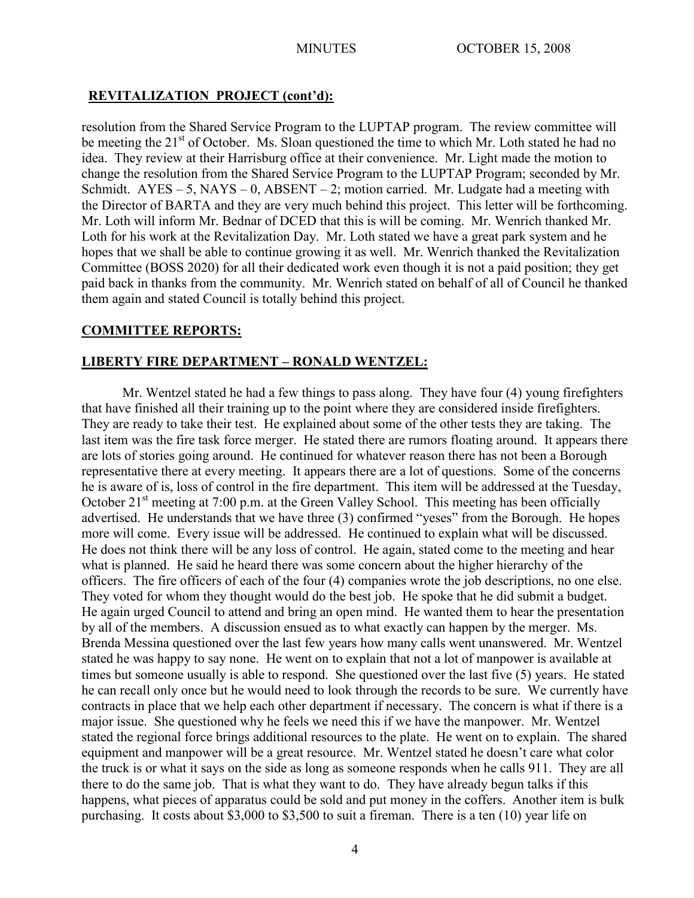## REVITALIZATION PROJECT (cont'd):

resolution from the Shared Service Program to the LUPTAP program. The review committee will be meeting the 21st of October. Ms. Sloan questioned the time to which Mr. Loth stated he had no idea. They review at their Harrisburg office at their convenience. Mr. Light made the motion to change the resolution from the Shared Service Program to the LUPTAP Program; seconded by Mr. Schmidt. AYES – 5, NAYS – 0, ABSENT – 2; motion carried. Mr. Ludgate had a meeting with the Director of BARTA and they are very much behind this project. This letter will be forthcoming. Mr. Loth will inform Mr. Bednar of DCED that this is will be coming. Mr. Wenrich thanked Mr. Loth for his work at the Revitalization Day. Mr. Loth stated we have a great park system and he hopes that we shall be able to continue growing it as well. Mr. Wenrich thanked the Revitalization Committee (BOSS 2020) for all their dedicated work even though it is not a paid position; they get paid back in thanks from the community. Mr. Wenrich stated on behalf of all of Council he thanked them again and stated Council is totally behind this project.

## COMMITTEE REPORTS:

## LIBERTY FIRE DEPARTMENT – RONALD WENTZEL:

Mr. Wentzel stated he had a few things to pass along. They have four (4) young firefighters that have finished all their training up to the point where they are considered inside firefighters. They are ready to take their test. He explained about some of the other tests they are taking. The last item was the fire task force merger. He stated there are rumors floating around. It appears there are lots of stories going around. He continued for whatever reason there has not been a Borough representative there at every meeting. It appears there are a lot of questions. Some of the concerns he is aware of is, loss of control in the fire department. This item will be addressed at the Tuesday, October 21st meeting at 7:00 p.m. at the Green Valley School. This meeting has been officially advertised. He understands that we have three (3) confirmed "yeses" from the Borough. He hopes more will come. Every issue will be addressed. He continued to explain what will be discussed. He does not think there will be any loss of control. He again, stated come to the meeting and hear what is planned. He said he heard there was some concern about the higher hierarchy of the officers. The fire officers of each of the four (4) companies wrote the job descriptions, no one else. They voted for whom they thought would do the best job. He spoke that he did submit a budget. He again urged Council to attend and bring an open mind. He wanted them to hear the presentation by all of the members. A discussion ensued as to what exactly can happen by the merger. Ms. Brenda Messina questioned over the last few years how many calls went unanswered. Mr. Wentzel stated he was happy to say none. He went on to explain that not a lot of manpower is available at times but someone usually is able to respond. She questioned over the last five (5) years. He stated he can recall only once but he would need to look through the records to be sure. We currently have contracts in place that we help each other department if necessary. The concern is what if there is a major issue. She questioned why he feels we need this if we have the manpower. Mr. Wentzel stated the regional force brings additional resources to the plate. He went on to explain. The shared equipment and manpower will be a great resource. Mr. Wentzel stated he doesn't care what color the truck is or what it says on the side as long as someone responds when he calls 911. They are all there to do the same job. That is what they want to do. They have already begun talks if this happens, what pieces of apparatus could be sold and put money in the coffers. Another item is bulk purchasing. It costs about $3,000 to $3,500 to suit a fireman. There is a ten (10) year life on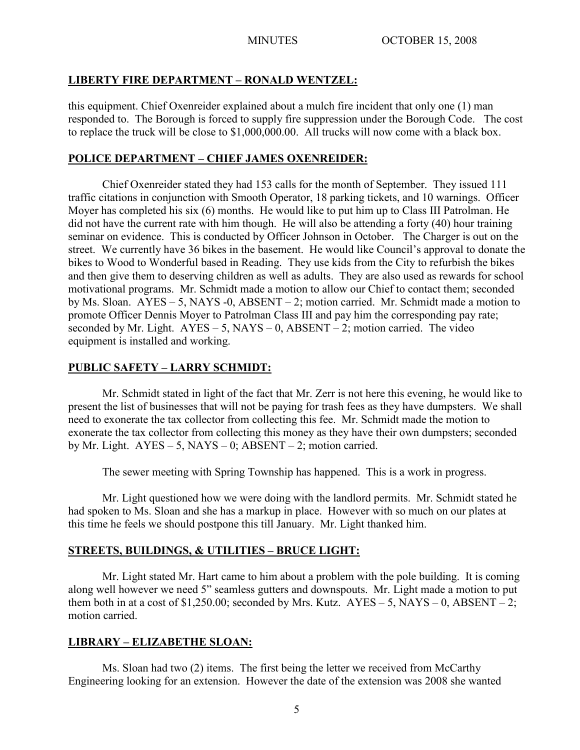## LIBERTY FIRE DEPARTMENT – RONALD WENTZEL:

this equipment. Chief Oxenreider explained about a mulch fire incident that only one (1) man responded to. The Borough is forced to supply fire suppression under the Borough Code. The cost to replace the truck will be close to $1,000,000.00. All trucks will now come with a black box.

## POLICE DEPARTMENT – CHIEF JAMES OXENREIDER:

Chief Oxenreider stated they had 153 calls for the month of September. They issued 111 traffic citations in conjunction with Smooth Operator, 18 parking tickets, and 10 warnings. Officer Moyer has completed his six (6) months. He would like to put him up to Class III Patrolman. He did not have the current rate with him though. He will also be attending a forty (40) hour training seminar on evidence. This is conducted by Officer Johnson in October. The Charger is out on the street. We currently have 36 bikes in the basement. He would like Council's approval to donate the bikes to Wood to Wonderful based in Reading. They use kids from the City to refurbish the bikes and then give them to deserving children as well as adults. They are also used as rewards for school motivational programs. Mr. Schmidt made a motion to allow our Chief to contact them; seconded by Ms. Sloan. AYES – 5, NAYS -0, ABSENT – 2; motion carried. Mr. Schmidt made a motion to promote Officer Dennis Moyer to Patrolman Class III and pay him the corresponding pay rate; seconded by Mr. Light. AYES – 5, NAYS – 0, ABSENT – 2; motion carried. The video equipment is installed and working.

## PUBLIC SAFETY – LARRY SCHMIDT:

Mr. Schmidt stated in light of the fact that Mr. Zerr is not here this evening, he would like to present the list of businesses that will not be paying for trash fees as they have dumpsters. We shall need to exonerate the tax collector from collecting this fee. Mr. Schmidt made the motion to exonerate the tax collector from collecting this money as they have their own dumpsters; seconded by Mr. Light. AYES – 5, NAYS – 0; ABSENT – 2; motion carried.

The sewer meeting with Spring Township has happened. This is a work in progress.

Mr. Light questioned how we were doing with the landlord permits. Mr. Schmidt stated he had spoken to Ms. Sloan and she has a markup in place. However with so much on our plates at this time he feels we should postpone this till January. Mr. Light thanked him.

## STREETS, BUILDINGS, & UTILITIES – BRUCE LIGHT:

Mr. Light stated Mr. Hart came to him about a problem with the pole building. It is coming along well however we need 5" seamless gutters and downspouts. Mr. Light made a motion to put them both in at a cost of $1,250.00; seconded by Mrs. Kutz. AYES – 5, NAYS – 0, ABSENT – 2; motion carried.

## LIBRARY – ELIZABETHE SLOAN:

Ms. Sloan had two (2) items. The first being the letter we received from McCarthy Engineering looking for an extension. However the date of the extension was 2008 she wanted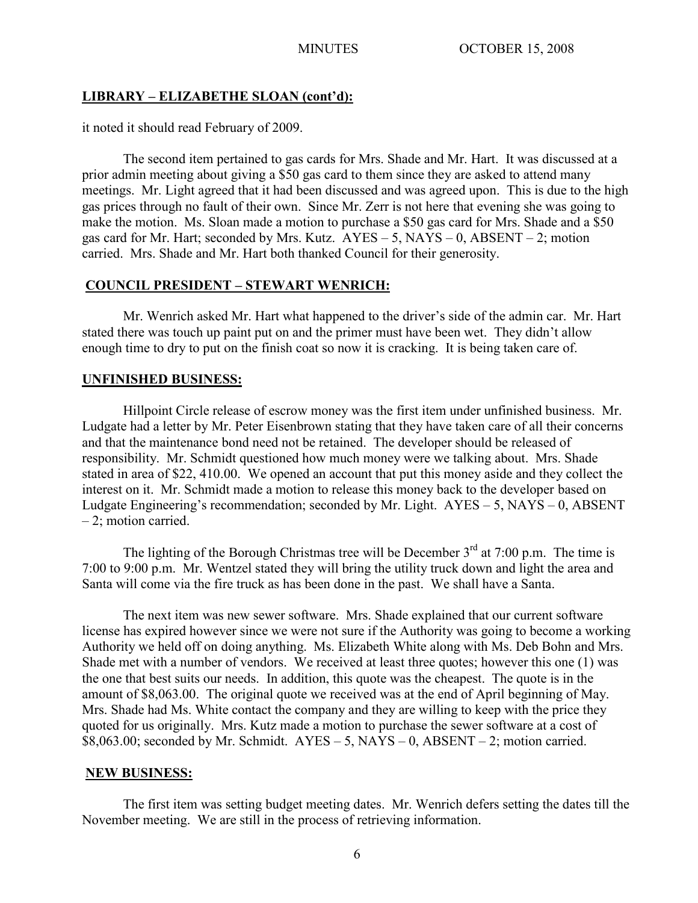## LIBRARY – ELIZABETHE SLOAN (cont'd):

it noted it should read February of 2009.

The second item pertained to gas cards for Mrs. Shade and Mr. Hart. It was discussed at a prior admin meeting about giving a $50 gas card to them since they are asked to attend many meetings. Mr. Light agreed that it had been discussed and was agreed upon. This is due to the high gas prices through no fault of their own. Since Mr. Zerr is not here that evening she was going to make the motion. Ms. Sloan made a motion to purchase a $50 gas card for Mrs. Shade and a $50 gas card for Mr. Hart; seconded by Mrs. Kutz. AYES – 5, NAYS – 0, ABSENT – 2; motion carried. Mrs. Shade and Mr. Hart both thanked Council for their generosity.

## COUNCIL PRESIDENT – STEWART WENRICH:

Mr. Wenrich asked Mr. Hart what happened to the driver's side of the admin car. Mr. Hart stated there was touch up paint put on and the primer must have been wet. They didn't allow enough time to dry to put on the finish coat so now it is cracking. It is being taken care of.

## UNFINISHED BUSINESS:

Hillpoint Circle release of escrow money was the first item under unfinished business. Mr. Ludgate had a letter by Mr. Peter Eisenbrown stating that they have taken care of all their concerns and that the maintenance bond need not be retained. The developer should be released of responsibility. Mr. Schmidt questioned how much money were we talking about. Mrs. Shade stated in area of $22, 410.00. We opened an account that put this money aside and they collect the interest on it. Mr. Schmidt made a motion to release this money back to the developer based on Ludgate Engineering's recommendation; seconded by Mr. Light. AYES – 5, NAYS – 0, ABSENT – 2; motion carried.

The lighting of the Borough Christmas tree will be December 3rd at 7:00 p.m. The time is 7:00 to 9:00 p.m. Mr. Wentzel stated they will bring the utility truck down and light the area and Santa will come via the fire truck as has been done in the past. We shall have a Santa.

The next item was new sewer software. Mrs. Shade explained that our current software license has expired however since we were not sure if the Authority was going to become a working Authority we held off on doing anything. Ms. Elizabeth White along with Ms. Deb Bohn and Mrs. Shade met with a number of vendors. We received at least three quotes; however this one (1) was the one that best suits our needs. In addition, this quote was the cheapest. The quote is in the amount of $8,063.00. The original quote we received was at the end of April beginning of May. Mrs. Shade had Ms. White contact the company and they are willing to keep with the price they quoted for us originally. Mrs. Kutz made a motion to purchase the sewer software at a cost of $8,063.00; seconded by Mr. Schmidt. AYES – 5, NAYS – 0, ABSENT – 2; motion carried.

## NEW BUSINESS:

The first item was setting budget meeting dates. Mr. Wenrich defers setting the dates till the November meeting. We are still in the process of retrieving information.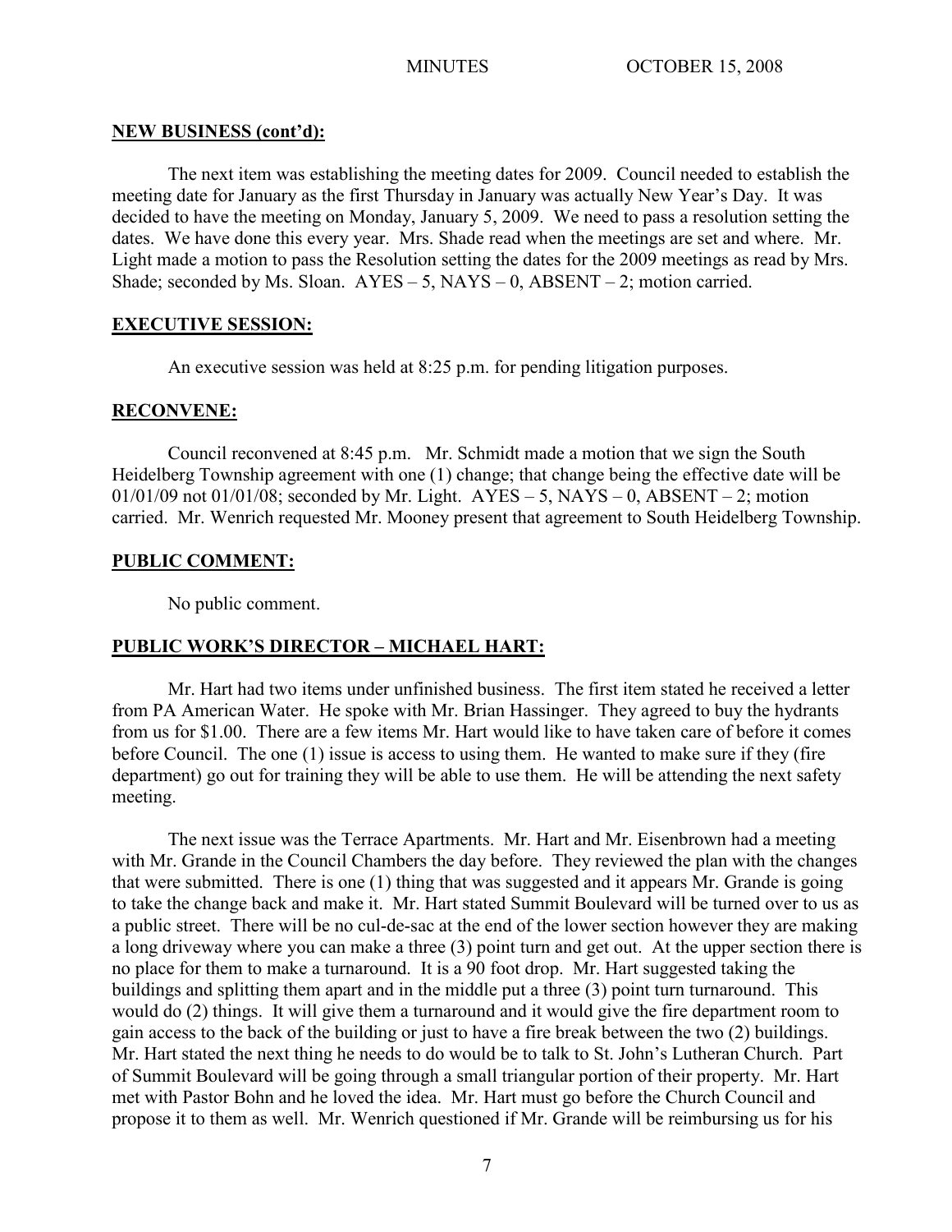## NEW BUSINESS (cont'd):

The next item was establishing the meeting dates for 2009. Council needed to establish the meeting date for January as the first Thursday in January was actually New Year's Day. It was decided to have the meeting on Monday, January 5, 2009. We need to pass a resolution setting the dates. We have done this every year. Mrs. Shade read when the meetings are set and where. Mr. Light made a motion to pass the Resolution setting the dates for the 2009 meetings as read by Mrs. Shade; seconded by Ms. Sloan. AYES – 5, NAYS – 0, ABSENT – 2; motion carried.

## EXECUTIVE SESSION:

An executive session was held at 8:25 p.m. for pending litigation purposes.

## RECONVENE:

Council reconvened at 8:45 p.m. Mr. Schmidt made a motion that we sign the South Heidelberg Township agreement with one (1) change; that change being the effective date will be 01/01/09 not 01/01/08; seconded by Mr. Light. AYES – 5, NAYS – 0, ABSENT – 2; motion carried. Mr. Wenrich requested Mr. Mooney present that agreement to South Heidelberg Township.

## PUBLIC COMMENT:

No public comment.

## PUBLIC WORK'S DIRECTOR – MICHAEL HART:

Mr. Hart had two items under unfinished business. The first item stated he received a letter from PA American Water. He spoke with Mr. Brian Hassinger. They agreed to buy the hydrants from us for $1.00. There are a few items Mr. Hart would like to have taken care of before it comes before Council. The one (1) issue is access to using them. He wanted to make sure if they (fire department) go out for training they will be able to use them. He will be attending the next safety meeting.

The next issue was the Terrace Apartments. Mr. Hart and Mr. Eisenbrown had a meeting with Mr. Grande in the Council Chambers the day before. They reviewed the plan with the changes that were submitted. There is one (1) thing that was suggested and it appears Mr. Grande is going to take the change back and make it. Mr. Hart stated Summit Boulevard will be turned over to us as a public street. There will be no cul-de-sac at the end of the lower section however they are making a long driveway where you can make a three (3) point turn and get out. At the upper section there is no place for them to make a turnaround. It is a 90 foot drop. Mr. Hart suggested taking the buildings and splitting them apart and in the middle put a three (3) point turn turnaround. This would do (2) things. It will give them a turnaround and it would give the fire department room to gain access to the back of the building or just to have a fire break between the two (2) buildings. Mr. Hart stated the next thing he needs to do would be to talk to St. John's Lutheran Church. Part of Summit Boulevard will be going through a small triangular portion of their property. Mr. Hart met with Pastor Bohn and he loved the idea. Mr. Hart must go before the Church Council and propose it to them as well. Mr. Wenrich questioned if Mr. Grande will be reimbursing us for his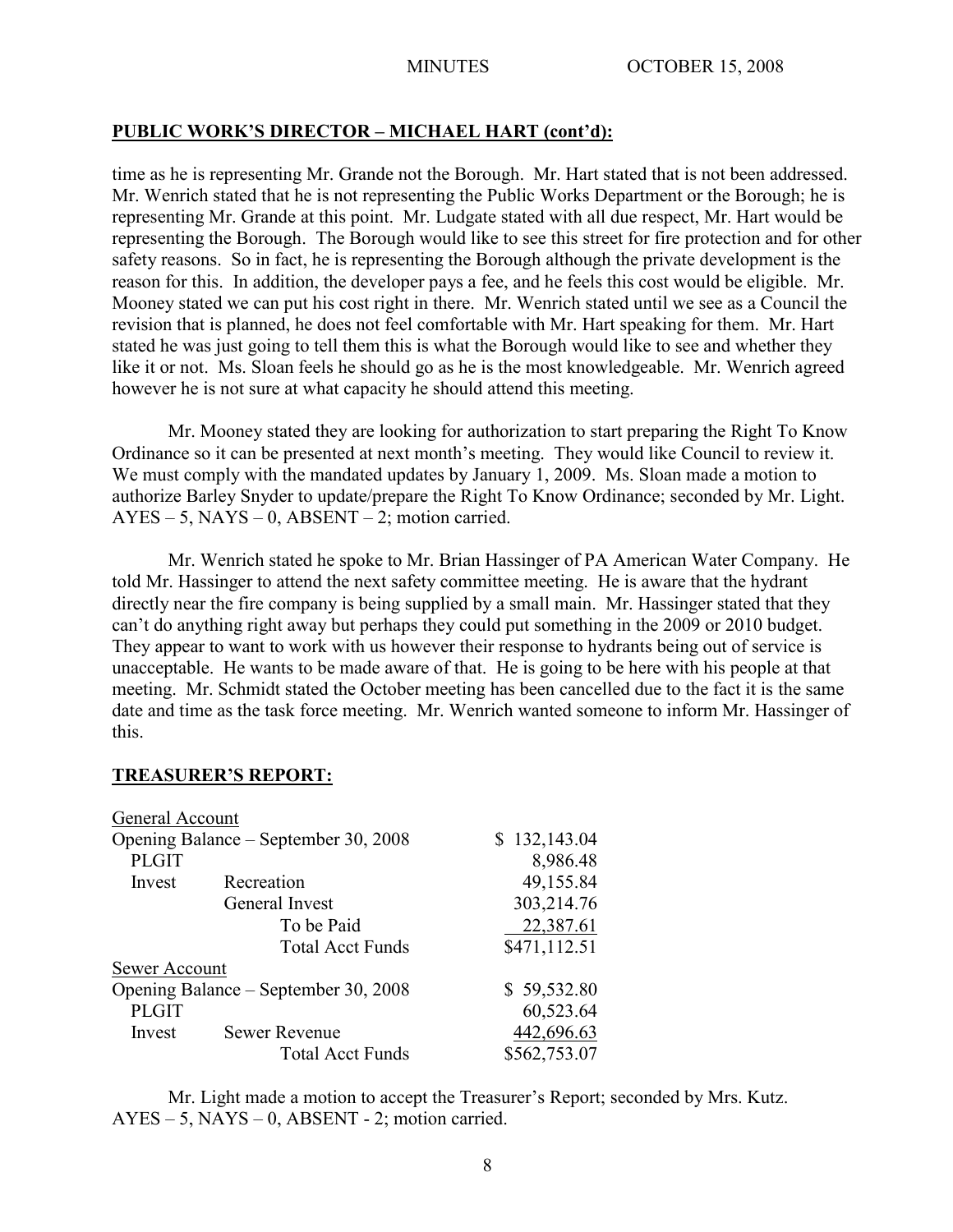## PUBLIC WORK'S DIRECTOR – MICHAEL HART (cont'd):

time as he is representing Mr. Grande not the Borough. Mr. Hart stated that is not been addressed. Mr. Wenrich stated that he is not representing the Public Works Department or the Borough; he is representing Mr. Grande at this point. Mr. Ludgate stated with all due respect, Mr. Hart would be representing the Borough. The Borough would like to see this street for fire protection and for other safety reasons. So in fact, he is representing the Borough although the private development is the reason for this. In addition, the developer pays a fee, and he feels this cost would be eligible. Mr. Mooney stated we can put his cost right in there. Mr. Wenrich stated until we see as a Council the revision that is planned, he does not feel comfortable with Mr. Hart speaking for them. Mr. Hart stated he was just going to tell them this is what the Borough would like to see and whether they like it or not. Ms. Sloan feels he should go as he is the most knowledgeable. Mr. Wenrich agreed however he is not sure at what capacity he should attend this meeting.

Mr. Mooney stated they are looking for authorization to start preparing the Right To Know Ordinance so it can be presented at next month's meeting. They would like Council to review it. We must comply with the mandated updates by January 1, 2009. Ms. Sloan made a motion to authorize Barley Snyder to update/prepare the Right To Know Ordinance; seconded by Mr. Light. AYES – 5, NAYS – 0, ABSENT – 2; motion carried.

Mr. Wenrich stated he spoke to Mr. Brian Hassinger of PA American Water Company. He told Mr. Hassinger to attend the next safety committee meeting. He is aware that the hydrant directly near the fire company is being supplied by a small main. Mr. Hassinger stated that they can't do anything right away but perhaps they could put something in the 2009 or 2010 budget. They appear to want to work with us however their response to hydrants being out of service is unacceptable. He wants to be made aware of that. He is going to be here with his people at that meeting. Mr. Schmidt stated the October meeting has been cancelled due to the fact it is the same date and time as the task force meeting. Mr. Wenrich wanted someone to inform Mr. Hassinger of this.

## TREASURER'S REPORT:

| General Account | | |
|---|---|---|
| Opening Balance – September 30, 2008 | | $ 132,143.04 |
| PLGIT | | 8,986.48 |
| Invest | Recreation | 49,155.84 |
| | General Invest | 303,214.76 |
| | To be Paid | 22,387.61 |
| | Total Acct Funds | $471,112.51 |
| **Sewer Account** | | |
| Opening Balance – September 30, 2008 | | $ 59,532.80 |
| PLGIT | | 60,523.64 |
| Invest | Sewer Revenue | 442,696.63 |
| | Total Acct Funds | $562,753.07 |

Mr. Light made a motion to accept the Treasurer's Report; seconded by Mrs. Kutz. AYES – 5, NAYS – 0, ABSENT - 2; motion carried.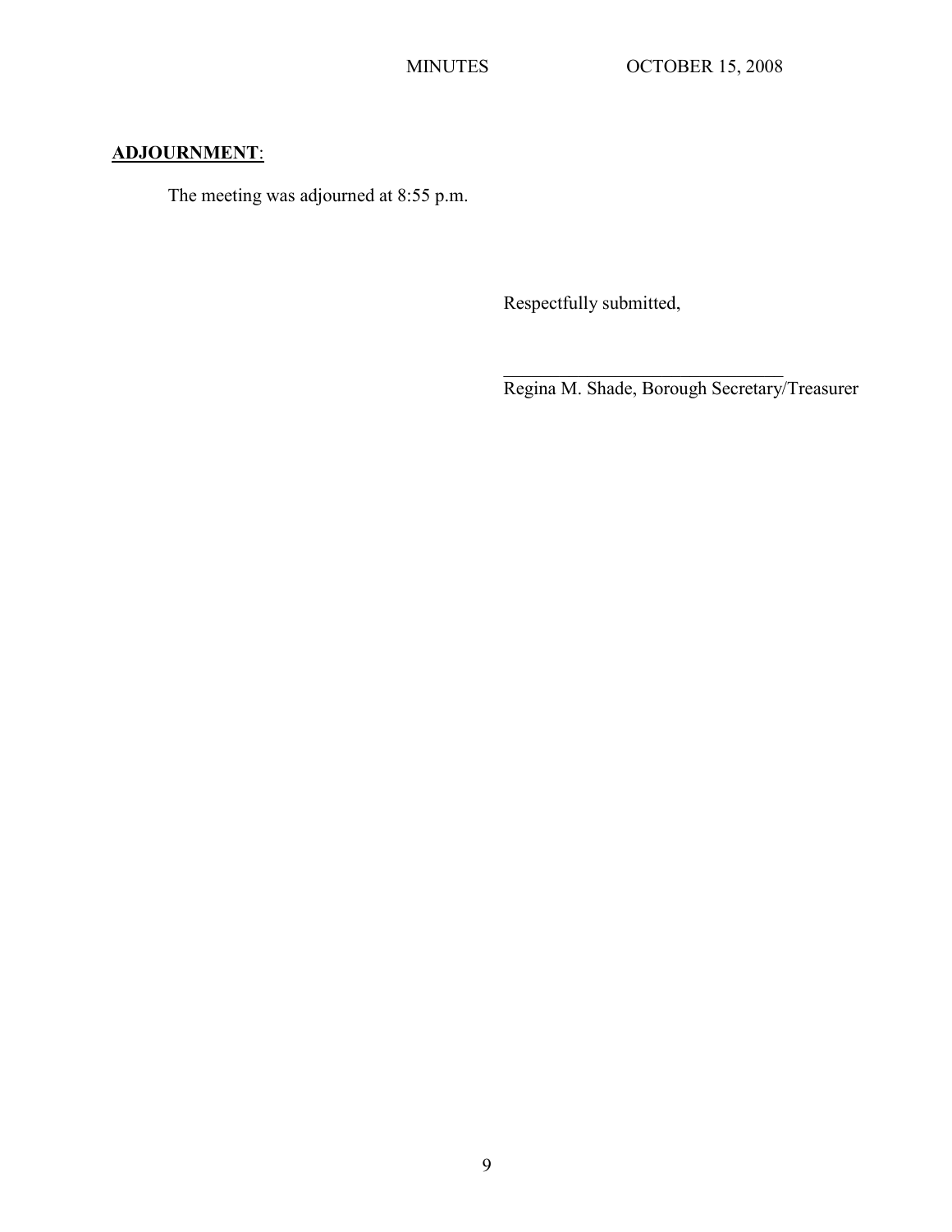**ADJOURNMENT**:

The meeting was adjourned at 8:55 p.m.

Respectfully submitted,

\_\_\_\_\_\_\_\_\_\_\_\_\_\_\_\_\_\_\_\_\_\_\_\_\_\_\_\_\_\_\_\_

Regina M. Shade, Borough Secretary/Treasurer